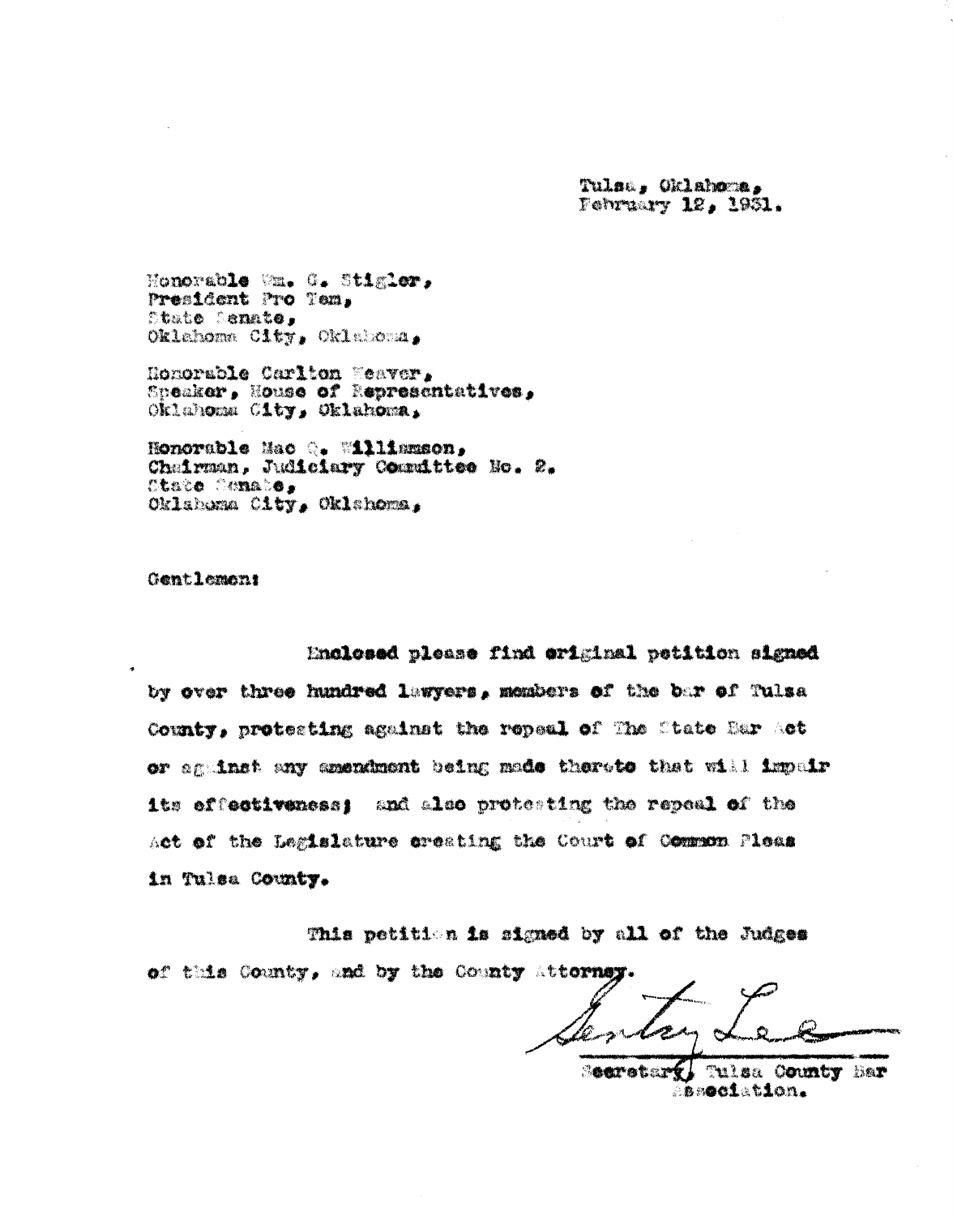Tulsa, Oklahoma,
February 12, 1931.

Honorable Wm. G. Stigler,
President Pro Tem,
State Senate,
Oklahoma City, Oklahoma,

Honorable Carlton Weaver,
Speaker, House of Representatives,
Oklahoma City, Oklahoma,

Honorable Mac Q. Williamson,
Chairman, Judiciary Committee No. 2.
State Senate,
Oklahoma City, Oklahoma,

Gentlemen:

Enclosed please find original petition signed by over three hundred lawyers, members of the bar of Tulsa County, protesting against the repeal of The State Bar Act or against any amendment being made thereto that will impair its effectiveness; and also protesting the repeal of the Act of the Legislature creating the Court of Common Pleas in Tulsa County.

This petition is signed by all of the Judges of this County, and by the County Attorney.

Gentry Lee

Secretary, Tulsa County Bar Association.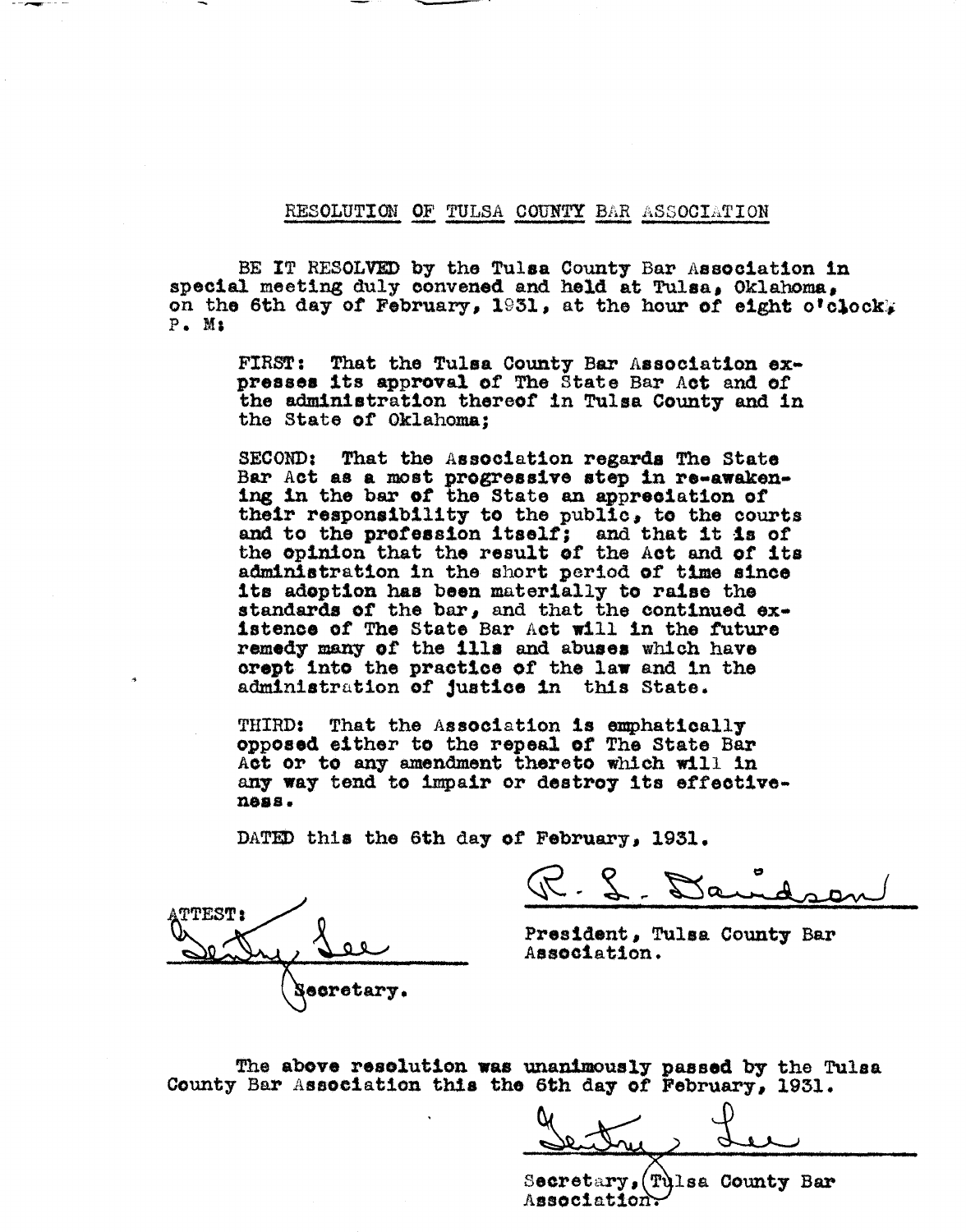# RESOLUTION OF TULSA COUNTY BAR ASSOCIATION

BE IT RESOLVED by the Tulsa County Bar Association in special meeting duly convened and held at Tulsa, Oklahoma, on the 6th day of February, 1931, at the hour of eight o'clock P. M:

FIRST: That the Tulsa County Bar Association expresses its approval of The State Bar Act and of the administration thereof in Tulsa County and in the State of Oklahoma;

SECOND: That the Association regards The State Bar Act as a most progressive step in re-awakening in the bar of the State an appreciation of their responsibility to the public, to the courts and to the profession itself; and that it is of the opinion that the result of the Act and of its administration in the short period of time since its adoption has been materially to raise the standards of the bar, and that the continued existence of The State Bar Act will in the future remedy many of the ills and abuses which have crept into the practice of the law and in the administration of justice in this State.

THIRD: That the Association is emphatically opposed either to the repeal of The State Bar Act or to any amendment thereto which will in any way tend to impair or destroy its effectiveness.

DATED this the 6th day of February, 1931.

R. L. Davidson

President, Tulsa County Bar Association.

ATTEST:

Sentry Lee

Secretary.

The above resolution was unanimously passed by the Tulsa County Bar Association this the 6th day of February, 1931.

Sentry Lee

Secretary, Tulsa County Bar Association.